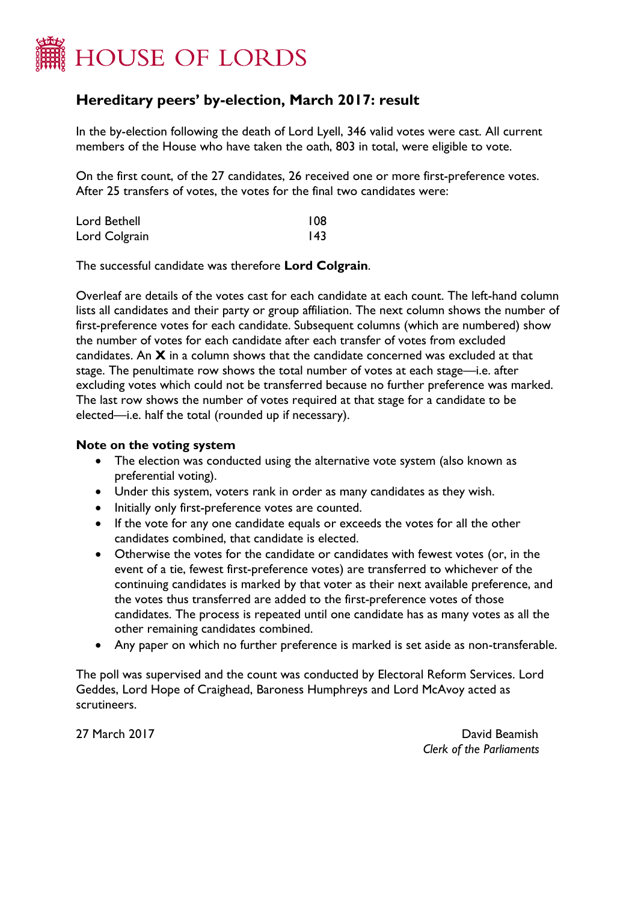# HOUSE OF LORDS

## Hereditary peers' by-election, March 2017: result

In the by-election following the death of Lord Lyell, 346 valid votes were cast. All current members of the House who have taken the oath, 803 in total, were eligible to vote.

On the first count, of the 27 candidates, 26 received one or more first-preference votes. After 25 transfers of votes, the votes for the final two candidates were:

| | |
|---|---|
| Lord Bethell | 108 |
| Lord Colgrain | 143 |

The successful candidate was therefore **Lord Colgrain**.

Overleaf are details of the votes cast for each candidate at each count. The left-hand column lists all candidates and their party or group affiliation. The next column shows the number of first-preference votes for each candidate. Subsequent columns (which are numbered) show the number of votes for each candidate after each transfer of votes from excluded candidates. An **X** in a column shows that the candidate concerned was excluded at that stage. The penultimate row shows the total number of votes at each stage—i.e. after excluding votes which could not be transferred because no further preference was marked. The last row shows the number of votes required at that stage for a candidate to be elected—i.e. half the total (rounded up if necessary).

### Note on the voting system

- The election was conducted using the alternative vote system (also known as preferential voting).
- Under this system, voters rank in order as many candidates as they wish.
- Initially only first-preference votes are counted.
- If the vote for any one candidate equals or exceeds the votes for all the other candidates combined, that candidate is elected.
- Otherwise the votes for the candidate or candidates with fewest votes (or, in the event of a tie, fewest first-preference votes) are transferred to whichever of the continuing candidates is marked by that voter as their next available preference, and the votes thus transferred are added to the first-preference votes of those candidates. The process is repeated until one candidate has as many votes as all the other remaining candidates combined.
- Any paper on which no further preference is marked is set aside as non-transferable.

The poll was supervised and the count was conducted by Electoral Reform Services. Lord Geddes, Lord Hope of Craighead, Baroness Humphreys and Lord McAvoy acted as scrutineers.

27 March 2017

David Beamish
*Clerk of the Parliaments*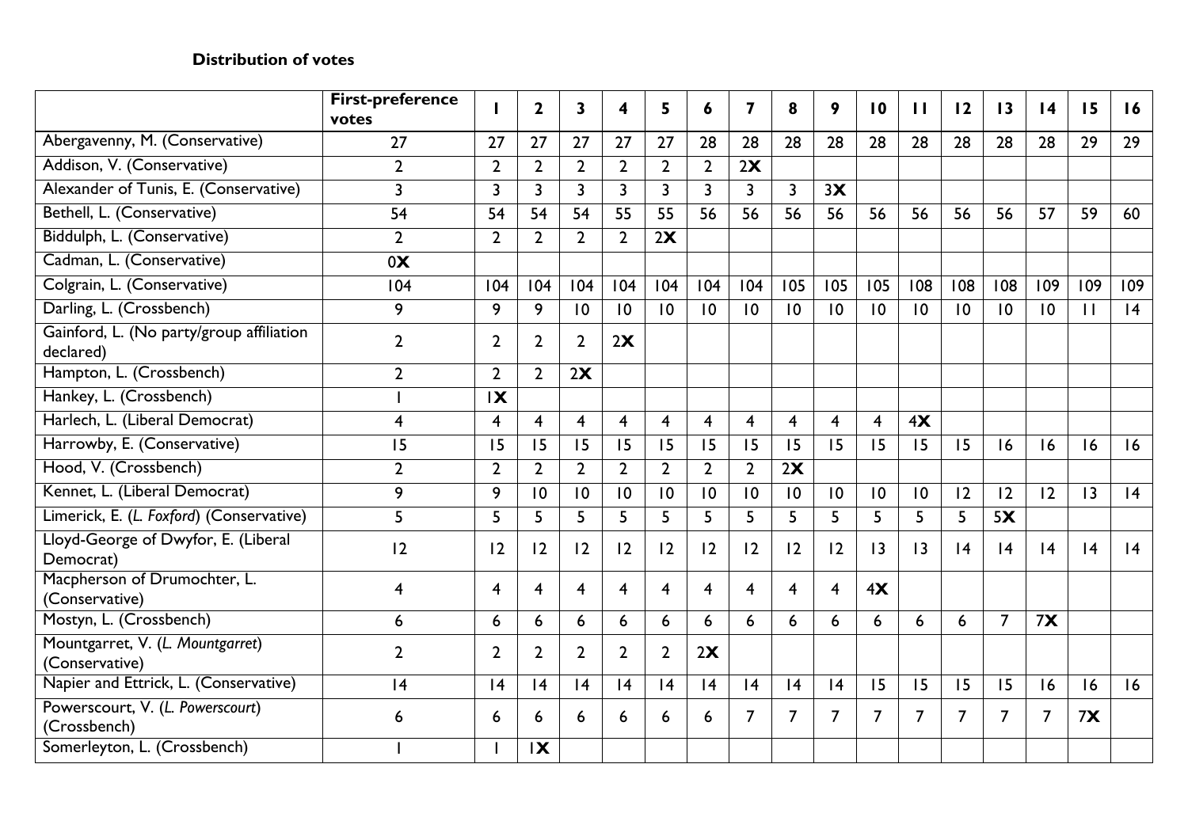**Distribution of votes**

| | First-preference votes | 1 | 2 | 3 | 4 | 5 | 6 | 7 | 8 | 9 | 10 | 11 | 12 | 13 | 14 | 15 | 16 |
|---|---|---|---|---|---|---|---|---|---|---|---|---|---|---|---|---|---|
| Abergavenny, M. (Conservative) | 27 | 27 | 27 | 27 | 27 | 27 | 28 | 28 | 28 | 28 | 28 | 28 | 28 | 28 | 28 | 29 | 29 |
| Addison, V. (Conservative) | 2 | 2 | 2 | 2 | 2 | 2 | 2 | 2**X** | | | | | | | | | |
| Alexander of Tunis, E. (Conservative) | 3 | 3 | 3 | 3 | 3 | 3 | 3 | 3 | 3 | 3**X** | | | | | | | |
| Bethell, L. (Conservative) | 54 | 54 | 54 | 54 | 55 | 55 | 56 | 56 | 56 | 56 | 56 | 56 | 56 | 56 | 57 | 59 | 60 |
| Biddulph, L. (Conservative) | 2 | 2 | 2 | 2 | 2 | 2**X** | | | | | | | | | | | |
| Cadman, L. (Conservative) | 0**X** | | | | | | | | | | | | | | | | |
| Colgrain, L. (Conservative) | 104 | 104 | 104 | 104 | 104 | 104 | 104 | 104 | 105 | 105 | 105 | 108 | 108 | 108 | 109 | 109 | 109 |
| Darling, L. (Crossbench) | 9 | 9 | 9 | 10 | 10 | 10 | 10 | 10 | 10 | 10 | 10 | 10 | 10 | 10 | 10 | 11 | 14 |
| Gainford, L. (No party/group affiliation declared) | 2 | 2 | 2 | 2 | 2**X** | | | | | | | | | | | | |
| Hampton, L. (Crossbench) | 2 | 2 | 2 | 2**X** | | | | | | | | | | | | | |
| Hankey, L. (Crossbench) | 1 | 1**X** | | | | | | | | | | | | | | | |
| Harlech, L. (Liberal Democrat) | 4 | 4 | 4 | 4 | 4 | 4 | 4 | 4 | 4 | 4 | 4 | 4**X** | | | | | |
| Harrowby, E. (Conservative) | 15 | 15 | 15 | 15 | 15 | 15 | 15 | 15 | 15 | 15 | 15 | 15 | 15 | 16 | 16 | 16 | 16 |
| Hood, V. (Crossbench) | 2 | 2 | 2 | 2 | 2 | 2 | 2 | 2 | 2**X** | | | | | | | | |
| Kennet, L. (Liberal Democrat) | 9 | 9 | 10 | 10 | 10 | 10 | 10 | 10 | 10 | 10 | 10 | 10 | 12 | 12 | 12 | 13 | 14 |
| Limerick, E. (*L. Foxford*) (Conservative) | 5 | 5 | 5 | 5 | 5 | 5 | 5 | 5 | 5 | 5 | 5 | 5 | 5 | 5**X** | | | |
| Lloyd-George of Dwyfor, E. (Liberal Democrat) | 12 | 12 | 12 | 12 | 12 | 12 | 12 | 12 | 12 | 12 | 13 | 13 | 14 | 14 | 14 | 14 | 14 |
| Macpherson of Drumochter, L. (Conservative) | 4 | 4 | 4 | 4 | 4 | 4 | 4 | 4 | 4 | 4 | 4**X** | | | | | | |
| Mostyn, L. (Crossbench) | 6 | 6 | 6 | 6 | 6 | 6 | 6 | 6 | 6 | 6 | 6 | 6 | 6 | 7 | 7**X** | | |
| Mountgarret, V. (*L. Mountgarret*) (Conservative) | 2 | 2 | 2 | 2 | 2 | 2 | 2**X** | | | | | | | | | | |
| Napier and Ettrick, L. (Conservative) | 14 | 14 | 14 | 14 | 14 | 14 | 14 | 14 | 14 | 14 | 15 | 15 | 15 | 15 | 16 | 16 | 16 |
| Powerscourt, V. (*L. Powerscourt*) (Crossbench) | 6 | 6 | 6 | 6 | 6 | 6 | 6 | 7 | 7 | 7 | 7 | 7 | 7 | 7 | 7 | 7**X** | |
| Somerleyton, L. (Crossbench) | 1 | 1 | 1**X** | | | | | | | | | | | | | | |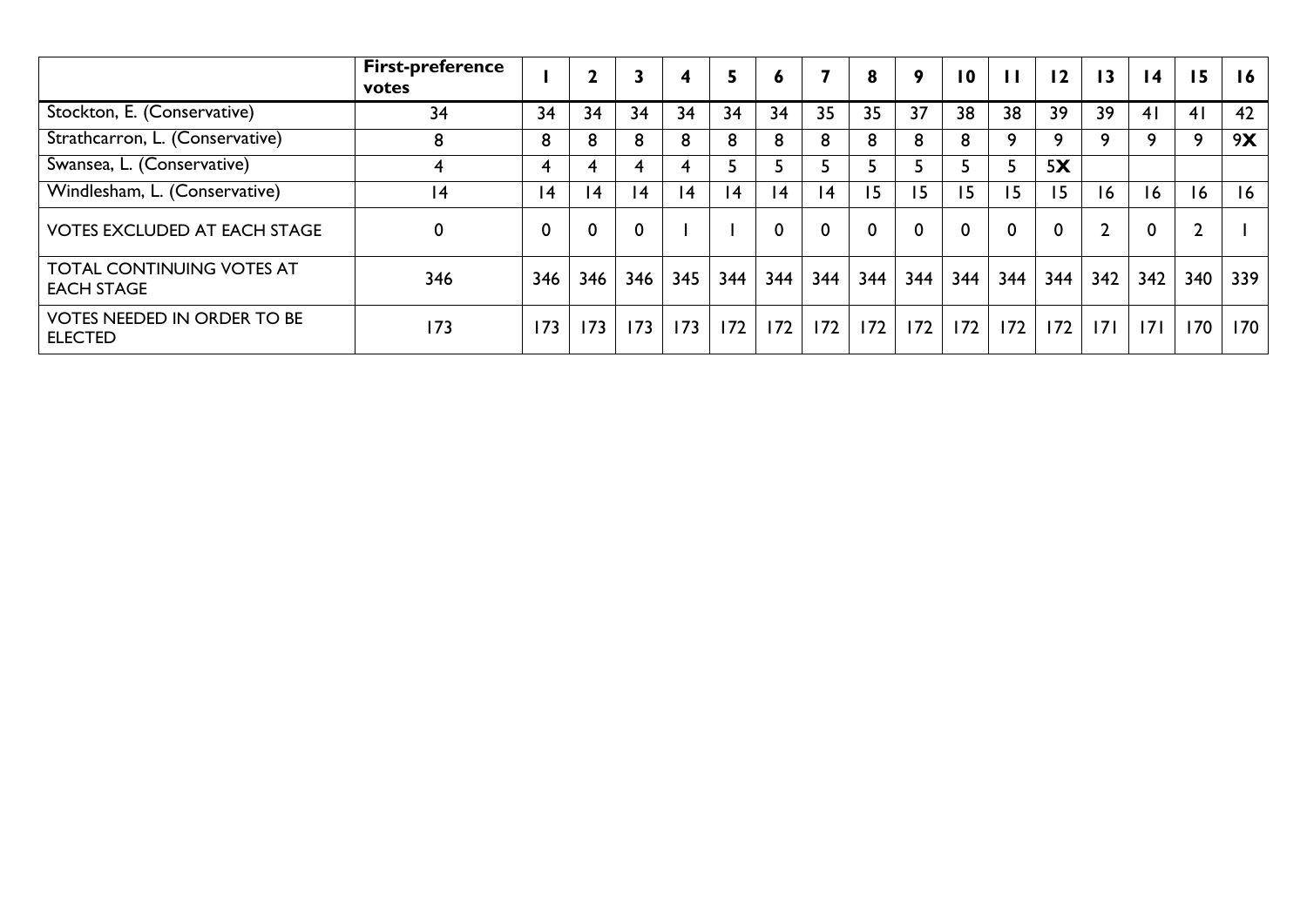| | First-preference votes | 1 | 2 | 3 | 4 | 5 | 6 | 7 | 8 | 9 | 10 | 11 | 12 | 13 | 14 | 15 | 16 |
|---|---|---|---|---|---|---|---|---|---|---|---|---|---|---|---|---|---|
| Stockton, E. (Conservative) | 34 | 34 | 34 | 34 | 34 | 34 | 34 | 35 | 35 | 37 | 38 | 38 | 39 | 39 | 41 | 41 | 42 |
| Strathcarron, L. (Conservative) | 8 | 8 | 8 | 8 | 8 | 8 | 8 | 8 | 8 | 8 | 8 | 9 | 9 | 9 | 9 | 9 | 9**X** |
| Swansea, L. (Conservative) | 4 | 4 | 4 | 4 | 4 | 5 | 5 | 5 | 5 | 5 | 5 | 5 | 5**X** | | | | |
| Windlesham, L. (Conservative) | 14 | 14 | 14 | 14 | 14 | 14 | 14 | 14 | 15 | 15 | 15 | 15 | 15 | 16 | 16 | 16 | 16 |
| VOTES EXCLUDED AT EACH STAGE | 0 | 0 | 0 | 0 | 1 | 1 | 0 | 0 | 0 | 0 | 0 | 0 | 0 | 2 | 0 | 2 | 1 |
| TOTAL CONTINUING VOTES AT EACH STAGE | 346 | 346 | 346 | 346 | 345 | 344 | 344 | 344 | 344 | 344 | 344 | 344 | 344 | 342 | 342 | 340 | 339 |
| VOTES NEEDED IN ORDER TO BE ELECTED | 173 | 173 | 173 | 173 | 173 | 172 | 172 | 172 | 172 | 172 | 172 | 172 | 172 | 171 | 171 | 170 | 170 |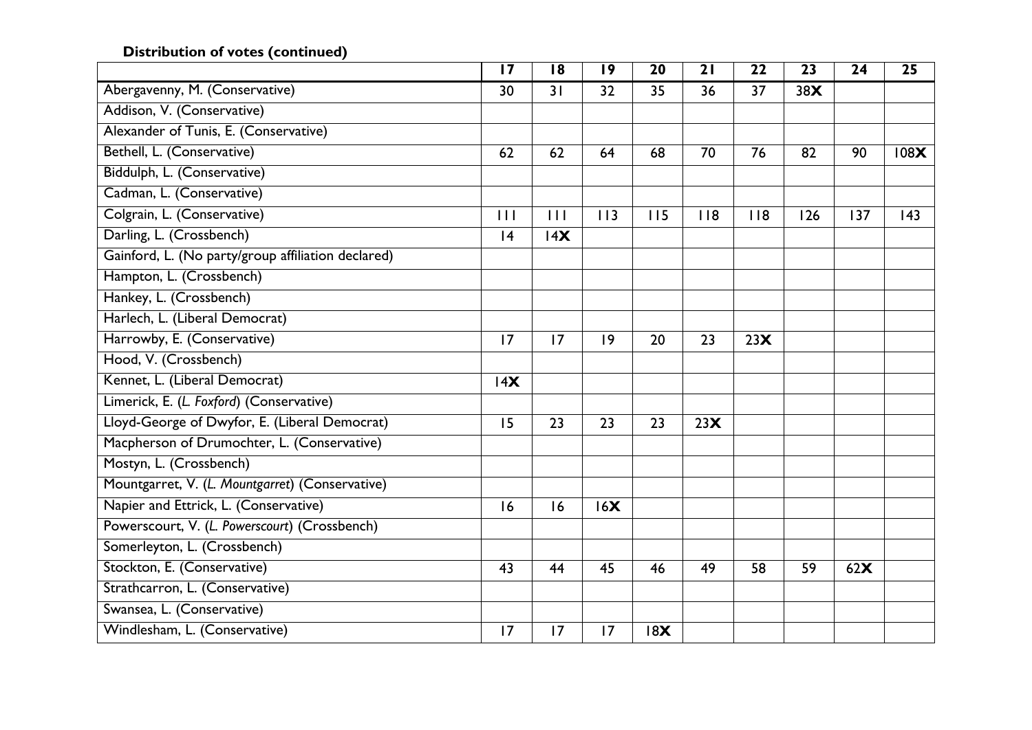**Distribution of votes (continued)**

| | 17 | 18 | 19 | 20 | 21 | 22 | 23 | 24 | 25 |
|---|---|---|---|---|---|---|---|---|---|
| Abergavenny, M. (Conservative) | 30 | 31 | 32 | 35 | 36 | 37 | 38**X** | | |
| Addison, V. (Conservative) | | | | | | | | | |
| Alexander of Tunis, E. (Conservative) | | | | | | | | | |
| Bethell, L. (Conservative) | 62 | 62 | 64 | 68 | 70 | 76 | 82 | 90 | 108**X** |
| Biddulph, L. (Conservative) | | | | | | | | | |
| Cadman, L. (Conservative) | | | | | | | | | |
| Colgrain, L. (Conservative) | 111 | 111 | 113 | 115 | 118 | 118 | 126 | 137 | 143 |
| Darling, L. (Crossbench) | 14 | 14**X** | | | | | | | |
| Gainford, L. (No party/group affiliation declared) | | | | | | | | | |
| Hampton, L. (Crossbench) | | | | | | | | | |
| Hankey, L. (Crossbench) | | | | | | | | | |
| Harlech, L. (Liberal Democrat) | | | | | | | | | |
| Harrowby, E. (Conservative) | 17 | 17 | 19 | 20 | 23 | 23**X** | | | |
| Hood, V. (Crossbench) | | | | | | | | | |
| Kennet, L. (Liberal Democrat) | 14**X** | | | | | | | | |
| Limerick, E. (*L. Foxford*) (Conservative) | | | | | | | | | |
| Lloyd-George of Dwyfor, E. (Liberal Democrat) | 15 | 23 | 23 | 23 | 23**X** | | | | |
| Macpherson of Drumochter, L. (Conservative) | | | | | | | | | |
| Mostyn, L. (Crossbench) | | | | | | | | | |
| Mountgarret, V. (*L. Mountgarret*) (Conservative) | | | | | | | | | |
| Napier and Ettrick, L. (Conservative) | 16 | 16 | 16**X** | | | | | | |
| Powerscourt, V. (*L. Powerscourt*) (Crossbench) | | | | | | | | | |
| Somerleyton, L. (Crossbench) | | | | | | | | | |
| Stockton, E. (Conservative) | 43 | 44 | 45 | 46 | 49 | 58 | 59 | 62**X** | |
| Strathcarron, L. (Conservative) | | | | | | | | | |
| Swansea, L. (Conservative) | | | | | | | | | |
| Windlesham, L. (Conservative) | 17 | 17 | 17 | 18**X** | | | | | |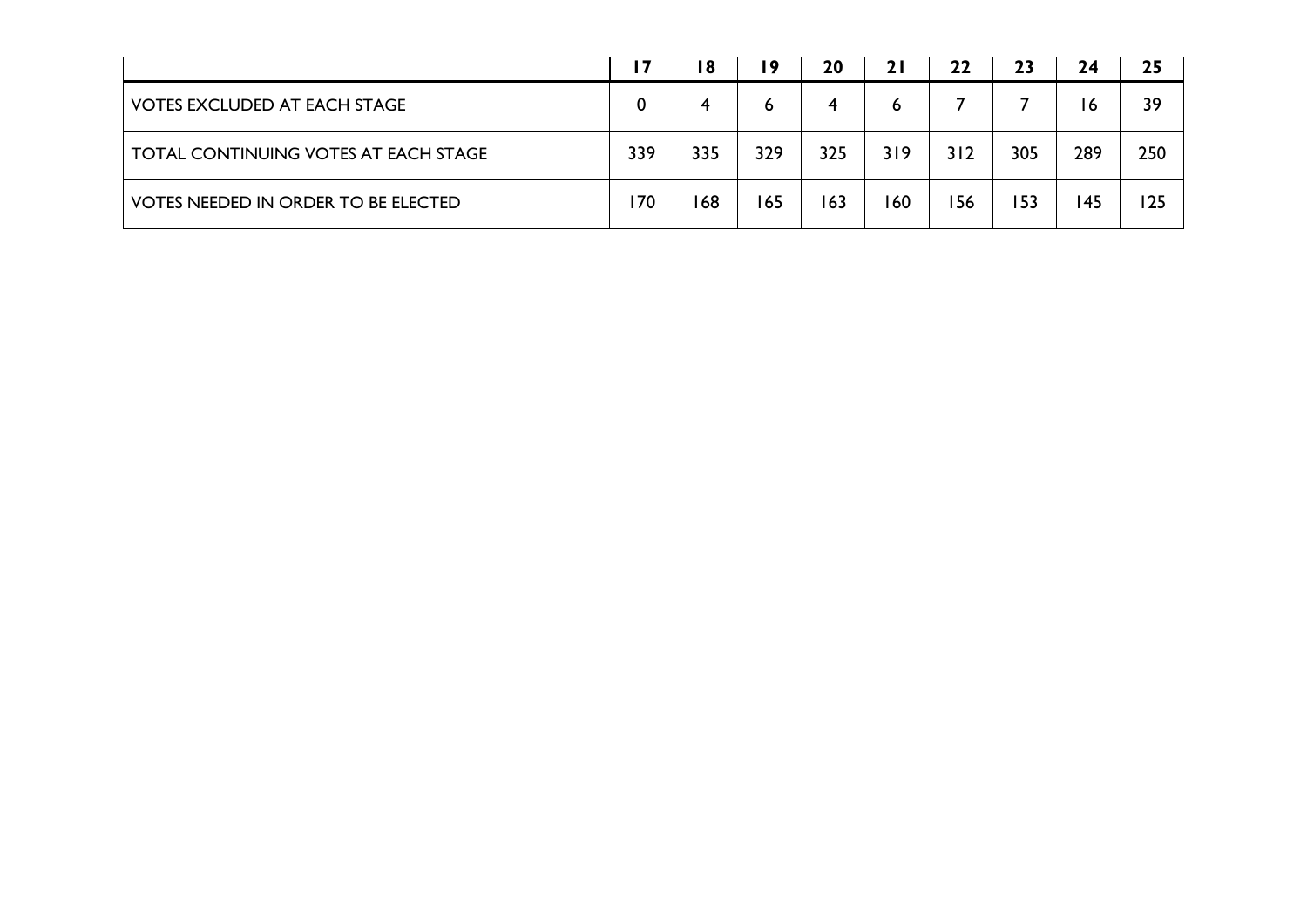| | 17 | 18 | 19 | 20 | 21 | 22 | 23 | 24 | 25 |
|---|---|---|---|---|---|---|---|---|---|
| VOTES EXCLUDED AT EACH STAGE | 0 | 4 | 6 | 4 | 6 | 7 | 7 | 16 | 39 |
| TOTAL CONTINUING VOTES AT EACH STAGE | 339 | 335 | 329 | 325 | 319 | 312 | 305 | 289 | 250 |
| VOTES NEEDED IN ORDER TO BE ELECTED | 170 | 168 | 165 | 163 | 160 | 156 | 153 | 145 | 125 |